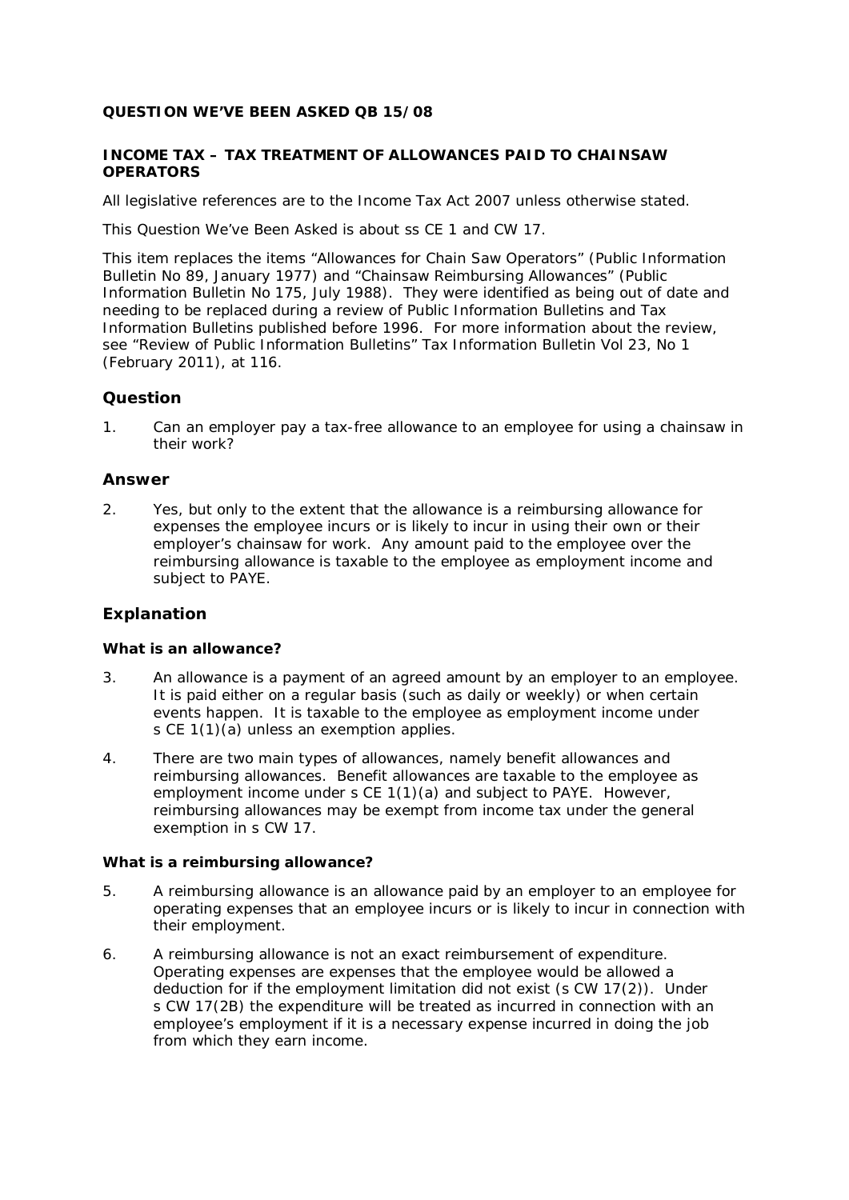**QUESTION WE'VE BEEN ASKED QB 15/08**

**INCOME TAX – TAX TREATMENT OF ALLOWANCES PAID TO CHAINSAW OPERATORS**

All legislative references are to the Income Tax Act 2007 unless otherwise stated.

This Question We've Been Asked is about ss CE 1 and CW 17.

This item replaces the items "Allowances for Chain Saw Operators" (Public Information Bulletin No 89, January 1977) and "Chainsaw Reimbursing Allowances" (Public Information Bulletin No 175, July 1988). They were identified as being out of date and needing to be replaced during a review of Public Information Bulletins and Tax Information Bulletins published before 1996. For more information about the review, see "Review of Public Information Bulletins" Tax Information Bulletin Vol 23, No 1 (February 2011), at 116.

## Question

1. Can an employer pay a tax-free allowance to an employee for using a chainsaw in their work?

## Answer

2. Yes, but only to the extent that the allowance is a reimbursing allowance for expenses the employee incurs or is likely to incur in using their own or their employer's chainsaw for work. Any amount paid to the employee over the reimbursing allowance is taxable to the employee as employment income and subject to PAYE.

## Explanation

### What is an allowance?

3. An allowance is a payment of an agreed amount by an employer to an employee. It is paid either on a regular basis (such as daily or weekly) or when certain events happen. It is taxable to the employee as employment income under s CE 1(1)(a) unless an exemption applies.

4. There are two main types of allowances, namely benefit allowances and reimbursing allowances. Benefit allowances are taxable to the employee as employment income under s CE 1(1)(a) and subject to PAYE. However, reimbursing allowances may be exempt from income tax under the general exemption in s CW 17.

### What is a reimbursing allowance?

5. A reimbursing allowance is an allowance paid by an employer to an employee for operating expenses that an employee incurs or is likely to incur in connection with their employment.

6. A reimbursing allowance is not an exact reimbursement of expenditure. Operating expenses are expenses that the employee would be allowed a deduction for if the employment limitation did not exist (s CW 17(2)). Under s CW 17(2B) the expenditure will be treated as incurred in connection with an employee's employment if it is a necessary expense incurred in doing the job from which they earn income.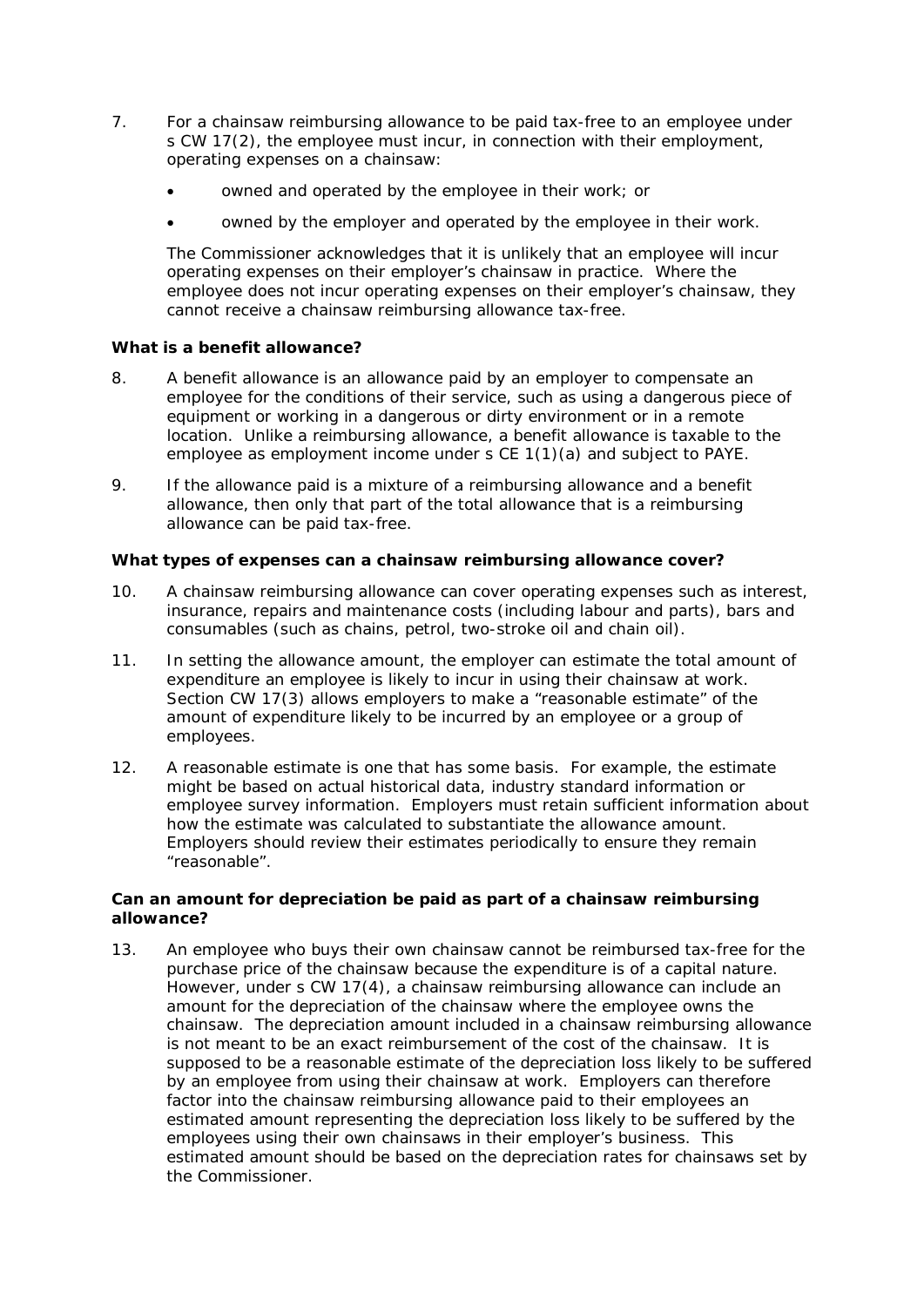7. For a chainsaw reimbursing allowance to be paid tax-free to an employee under s CW 17(2), the employee must incur, in connection with their employment, operating expenses on a chainsaw:

   - owned and operated by the employee in their work; or
   - owned by the employer and operated by the employee in their work.

   The Commissioner acknowledges that it is unlikely that an employee will incur operating expenses on their employer's chainsaw in practice. Where the employee does not incur operating expenses on their employer's chainsaw, they cannot receive a chainsaw reimbursing allowance tax-free.

**What is a benefit allowance?**

8. A benefit allowance is an allowance paid by an employer to compensate an employee for the conditions of their service, such as using a dangerous piece of equipment or working in a dangerous or dirty environment or in a remote location. Unlike a reimbursing allowance, a benefit allowance is taxable to the employee as employment income under s CE 1(1)(a) and subject to PAYE.

9. If the allowance paid is a mixture of a reimbursing allowance and a benefit allowance, then only that part of the total allowance that is a reimbursing allowance can be paid tax-free.

**What types of expenses can a chainsaw reimbursing allowance cover?**

10. A chainsaw reimbursing allowance can cover operating expenses such as interest, insurance, repairs and maintenance costs (including labour and parts), bars and consumables (such as chains, petrol, two-stroke oil and chain oil).

11. In setting the allowance amount, the employer can estimate the total amount of expenditure an employee is likely to incur in using their chainsaw at work. Section CW 17(3) allows employers to make a "reasonable estimate" of the amount of expenditure likely to be incurred by an employee or a group of employees.

12. A reasonable estimate is one that has some basis. For example, the estimate might be based on actual historical data, industry standard information or employee survey information. Employers must retain sufficient information about how the estimate was calculated to substantiate the allowance amount. Employers should review their estimates periodically to ensure they remain "reasonable".

**Can an amount for depreciation be paid as part of a chainsaw reimbursing allowance?**

13. An employee who buys their own chainsaw cannot be reimbursed tax-free for the purchase price of the chainsaw because the expenditure is of a capital nature. However, under s CW 17(4), a chainsaw reimbursing allowance can include an amount for the depreciation of the chainsaw where the employee owns the chainsaw. The depreciation amount included in a chainsaw reimbursing allowance is not meant to be an exact reimbursement of the cost of the chainsaw. It is supposed to be a reasonable estimate of the depreciation loss likely to be suffered by an employee from using their chainsaw at work. Employers can therefore factor into the chainsaw reimbursing allowance paid to their employees an estimated amount representing the depreciation loss likely to be suffered by the employees using their own chainsaws in their employer's business. This estimated amount should be based on the depreciation rates for chainsaws set by the Commissioner.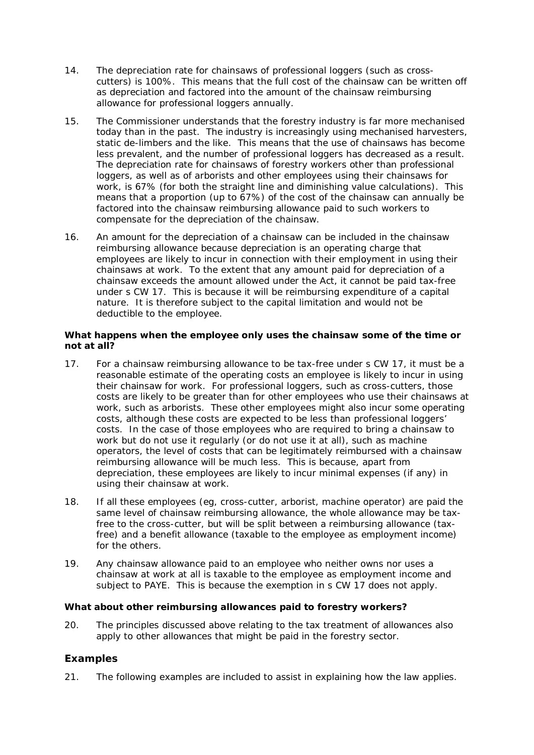14. The depreciation rate for chainsaws of professional loggers (such as cross-cutters) is 100%. This means that the full cost of the chainsaw can be written off as depreciation and factored into the amount of the chainsaw reimbursing allowance for professional loggers annually.

15. The Commissioner understands that the forestry industry is far more mechanised today than in the past. The industry is increasingly using mechanised harvesters, static de-limbers and the like. This means that the use of chainsaws has become less prevalent, and the number of professional loggers has decreased as a result. The depreciation rate for chainsaws of forestry workers other than professional loggers, as well as of arborists and other employees using their chainsaws for work, is 67% (for both the straight line and diminishing value calculations). This means that a proportion (up to 67%) of the cost of the chainsaw can annually be factored into the chainsaw reimbursing allowance paid to such workers to compensate for the depreciation of the chainsaw.

16. An amount for the depreciation of a chainsaw can be included in the chainsaw reimbursing allowance because depreciation is an operating charge that employees are likely to incur in connection with their employment in using their chainsaws at work. To the extent that any amount paid for depreciation of a chainsaw exceeds the amount allowed under the Act, it cannot be paid tax-free under s CW 17. This is because it will be reimbursing expenditure of a capital nature. It is therefore subject to the capital limitation and would not be deductible to the employee.

**What happens when the employee only uses the chainsaw some of the time or not at all?**

17. For a chainsaw reimbursing allowance to be tax-free under s CW 17, it must be a reasonable estimate of the operating costs an employee is likely to incur in using their chainsaw for work. For professional loggers, such as cross-cutters, those costs are likely to be greater than for other employees who use their chainsaws at work, such as arborists. These other employees might also incur some operating costs, although these costs are expected to be less than professional loggers' costs. In the case of those employees who are required to bring a chainsaw to work but do not use it regularly (or do not use it at all), such as machine operators, the level of costs that can be legitimately reimbursed with a chainsaw reimbursing allowance will be much less. This is because, apart from depreciation, these employees are likely to incur minimal expenses (if any) in using their chainsaw at work.

18. If all these employees (eg, cross-cutter, arborist, machine operator) are paid the same level of chainsaw reimbursing allowance, the whole allowance may be tax-free to the cross-cutter, but will be split between a reimbursing allowance (tax-free) and a benefit allowance (taxable to the employee as employment income) for the others.

19. Any chainsaw allowance paid to an employee who neither owns nor uses a chainsaw at work at all is taxable to the employee as employment income and subject to PAYE. This is because the exemption in s CW 17 does not apply.

**What about other reimbursing allowances paid to forestry workers?**

20. The principles discussed above relating to the tax treatment of allowances also apply to other allowances that might be paid in the forestry sector.

## Examples

21. The following examples are included to assist in explaining how the law applies.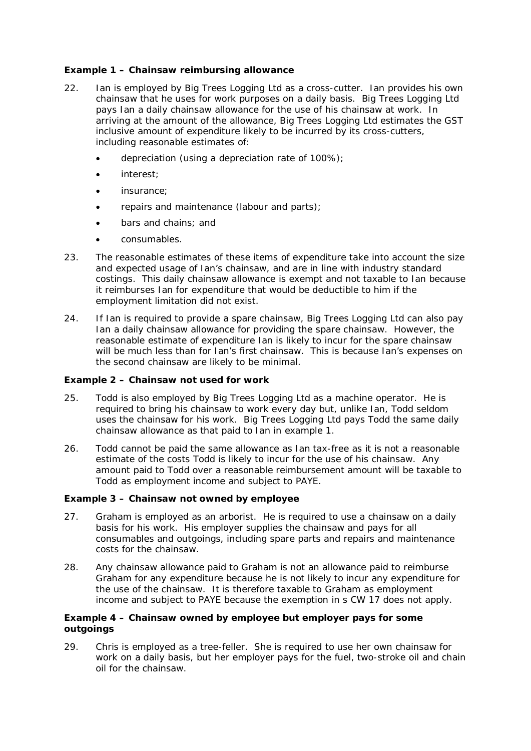**Example 1 – Chainsaw reimbursing allowance**

22. Ian is employed by Big Trees Logging Ltd as a cross-cutter. Ian provides his own chainsaw that he uses for work purposes on a daily basis. Big Trees Logging Ltd pays Ian a daily chainsaw allowance for the use of his chainsaw at work. In arriving at the amount of the allowance, Big Trees Logging Ltd estimates the GST inclusive amount of expenditure likely to be incurred by its cross-cutters, including reasonable estimates of:

    - depreciation (using a depreciation rate of 100%);
    - interest;
    - insurance;
    - repairs and maintenance (labour and parts);
    - bars and chains; and
    - consumables.

23. The reasonable estimates of these items of expenditure take into account the size and expected usage of Ian's chainsaw, and are in line with industry standard costings. This daily chainsaw allowance is exempt and not taxable to Ian because it reimburses Ian for expenditure that would be deductible to him if the employment limitation did not exist.

24. If Ian is required to provide a spare chainsaw, Big Trees Logging Ltd can also pay Ian a daily chainsaw allowance for providing the spare chainsaw. However, the reasonable estimate of expenditure Ian is likely to incur for the spare chainsaw will be much less than for Ian's first chainsaw. This is because Ian's expenses on the second chainsaw are likely to be minimal.

**Example 2 – Chainsaw not used for work**

25. Todd is also employed by Big Trees Logging Ltd as a machine operator. He is required to bring his chainsaw to work every day but, unlike Ian, Todd seldom uses the chainsaw for his work. Big Trees Logging Ltd pays Todd the same daily chainsaw allowance as that paid to Ian in example 1.

26. Todd cannot be paid the same allowance as Ian tax-free as it is not a reasonable estimate of the costs Todd is likely to incur for the use of his chainsaw. Any amount paid to Todd over a reasonable reimbursement amount will be taxable to Todd as employment income and subject to PAYE.

**Example 3 – Chainsaw not owned by employee**

27. Graham is employed as an arborist. He is required to use a chainsaw on a daily basis for his work. His employer supplies the chainsaw and pays for all consumables and outgoings, including spare parts and repairs and maintenance costs for the chainsaw.

28. Any chainsaw allowance paid to Graham is not an allowance paid to reimburse Graham for any expenditure because he is not likely to incur any expenditure for the use of the chainsaw. It is therefore taxable to Graham as employment income and subject to PAYE because the exemption in s CW 17 does not apply.

**Example 4 – Chainsaw owned by employee but employer pays for some outgoings**

29. Chris is employed as a tree-feller. She is required to use her own chainsaw for work on a daily basis, but her employer pays for the fuel, two-stroke oil and chain oil for the chainsaw.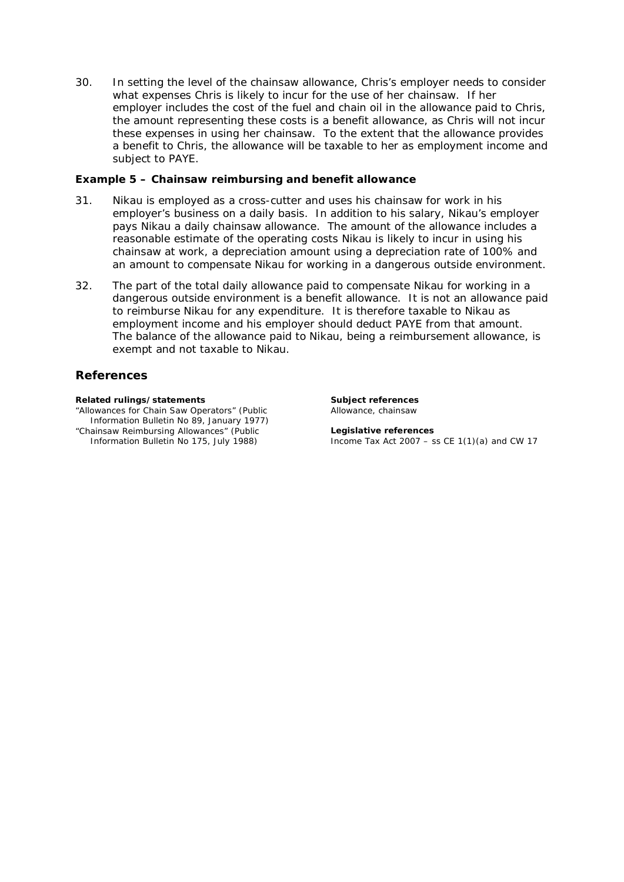30. In setting the level of the chainsaw allowance, Chris's employer needs to consider what expenses Chris is likely to incur for the use of her chainsaw. If her employer includes the cost of the fuel and chain oil in the allowance paid to Chris, the amount representing these costs is a benefit allowance, as Chris will not incur these expenses in using her chainsaw. To the extent that the allowance provides a benefit to Chris, the allowance will be taxable to her as employment income and subject to PAYE.

### Example 5 – Chainsaw reimbursing and benefit allowance

31. Nikau is employed as a cross-cutter and uses his chainsaw for work in his employer's business on a daily basis. In addition to his salary, Nikau's employer pays Nikau a daily chainsaw allowance. The amount of the allowance includes a reasonable estimate of the operating costs Nikau is likely to incur in using his chainsaw at work, a depreciation amount using a depreciation rate of 100% and an amount to compensate Nikau for working in a dangerous outside environment.

32. The part of the total daily allowance paid to compensate Nikau for working in a dangerous outside environment is a benefit allowance. It is not an allowance paid to reimburse Nikau for any expenditure. It is therefore taxable to Nikau as employment income and his employer should deduct PAYE from that amount. The balance of the allowance paid to Nikau, being a reimbursement allowance, is exempt and not taxable to Nikau.

## References

**Related rulings/statements**
"Allowances for Chain Saw Operators" (Public Information Bulletin No 89, January 1977)
"Chainsaw Reimbursing Allowances" (Public Information Bulletin No 175, July 1988)

**Subject references**
Allowance, chainsaw

**Legislative references**
Income Tax Act 2007 – ss CE 1(1)(a) and CW 17